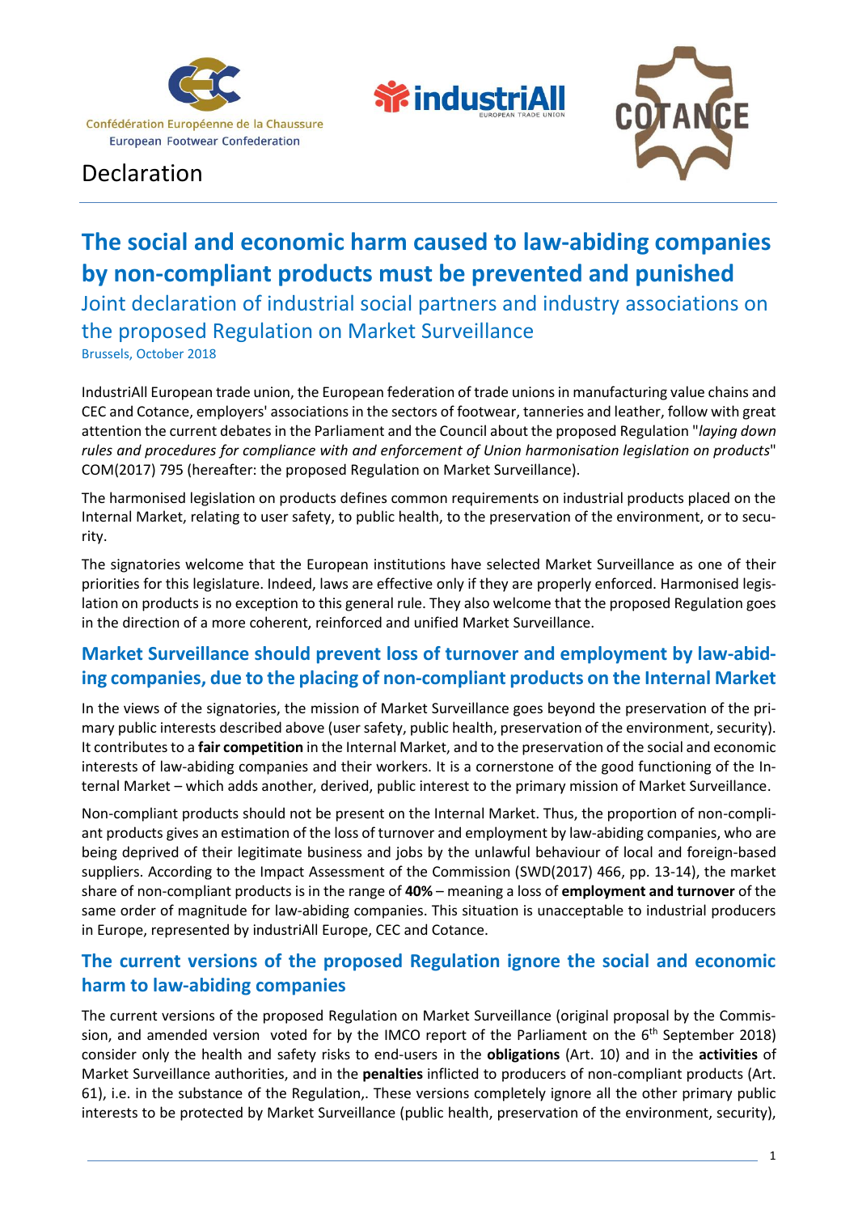Confédération Européenne de la Chaussure
European Footwear Confederation

industriAll
EUROPEAN TRADE UNION

COTANCE

Declaration

# The social and economic harm caused to law-abiding companies by non-compliant products must be prevented and punished

## Joint declaration of industrial social partners and industry associations on the proposed Regulation on Market Surveillance

Brussels, October 2018

IndustriAll European trade union, the European federation of trade unions in manufacturing value chains and CEC and Cotance, employers' associations in the sectors of footwear, tanneries and leather, follow with great attention the current debates in the Parliament and the Council about the proposed Regulation "*laying down rules and procedures for compliance with and enforcement of Union harmonisation legislation on products*" COM(2017) 795 (hereafter: the proposed Regulation on Market Surveillance).

The harmonised legislation on products defines common requirements on industrial products placed on the Internal Market, relating to user safety, to public health, to the preservation of the environment, or to security.

The signatories welcome that the European institutions have selected Market Surveillance as one of their priorities for this legislature. Indeed, laws are effective only if they are properly enforced. Harmonised legislation on products is no exception to this general rule. They also welcome that the proposed Regulation goes in the direction of a more coherent, reinforced and unified Market Surveillance.

## Market Surveillance should prevent loss of turnover and employment by law-abiding companies, due to the placing of non-compliant products on the Internal Market

In the views of the signatories, the mission of Market Surveillance goes beyond the preservation of the primary public interests described above (user safety, public health, preservation of the environment, security). It contributes to a **fair competition** in the Internal Market, and to the preservation of the social and economic interests of law-abiding companies and their workers. It is a cornerstone of the good functioning of the Internal Market – which adds another, derived, public interest to the primary mission of Market Surveillance.

Non-compliant products should not be present on the Internal Market. Thus, the proportion of non-compliant products gives an estimation of the loss of turnover and employment by law-abiding companies, who are being deprived of their legitimate business and jobs by the unlawful behaviour of local and foreign-based suppliers. According to the Impact Assessment of the Commission (SWD(2017) 466, pp. 13-14), the market share of non-compliant products is in the range of **40%** – meaning a loss of **employment and turnover** of the same order of magnitude for law-abiding companies. This situation is unacceptable to industrial producers in Europe, represented by industriAll Europe, CEC and Cotance.

## The current versions of the proposed Regulation ignore the social and economic harm to law-abiding companies

The current versions of the proposed Regulation on Market Surveillance (original proposal by the Commission, and amended version voted for by the IMCO report of the Parliament on the 6th September 2018) consider only the health and safety risks to end-users in the **obligations** (Art. 10) and in the **activities** of Market Surveillance authorities, and in the **penalties** inflicted to producers of non-compliant products (Art. 61), i.e. in the substance of the Regulation,. These versions completely ignore all the other primary public interests to be protected by Market Surveillance (public health, preservation of the environment, security),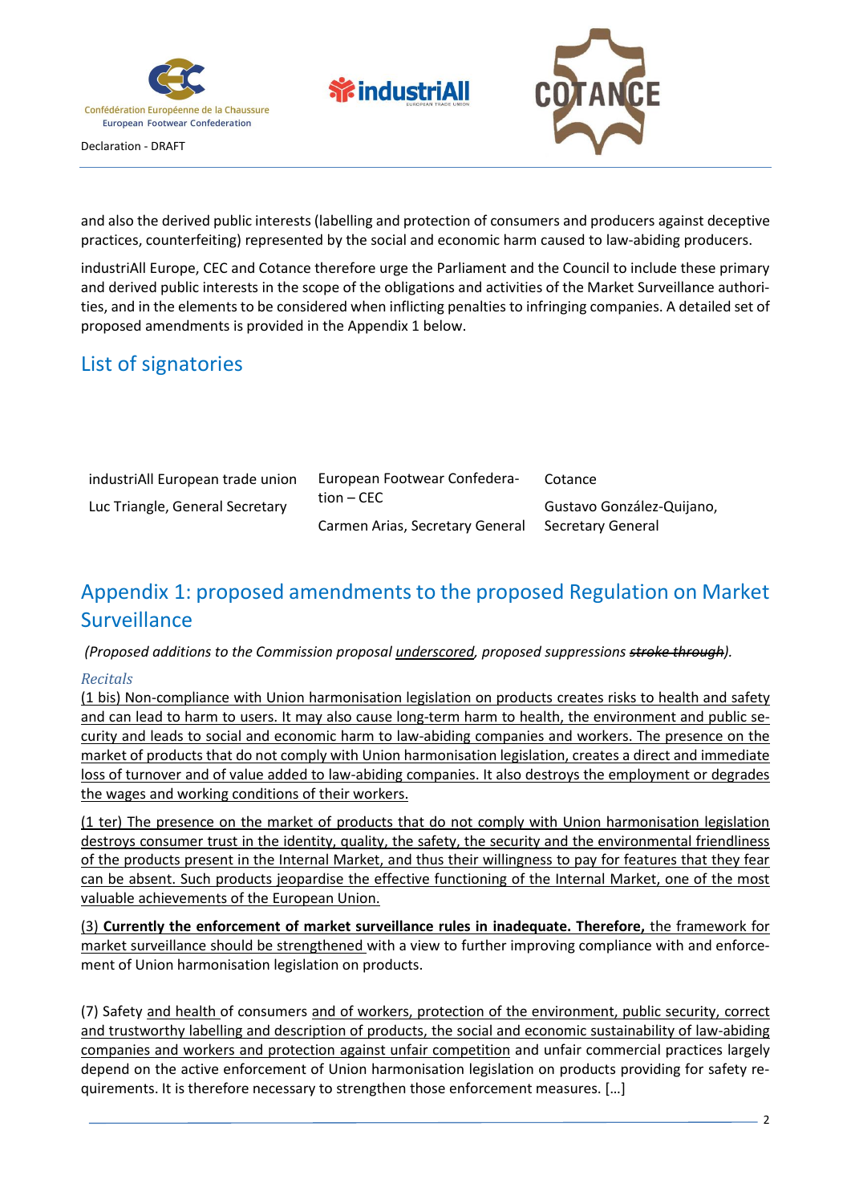and also the derived public interests (labelling and protection of consumers and producers against deceptive practices, counterfeiting) represented by the social and economic harm caused to law-abiding producers.

industriAll Europe, CEC and Cotance therefore urge the Parliament and the Council to include these primary and derived public interests in the scope of the obligations and activities of the Market Surveillance authorities, and in the elements to be considered when inflicting penalties to infringing companies. A detailed set of proposed amendments is provided in the Appendix 1 below.

## List of signatories

| | | |
|---|---|---|
| industriAll European trade union<br>Luc Triangle, General Secretary | European Footwear Confederation – CEC<br>Carmen Arias, Secretary General | Cotance<br>Gustavo González-Quijano, Secretary General |

## Appendix 1: proposed amendments to the proposed Regulation on Market Surveillance

*(Proposed additions to the Commission proposal <u>underscored</u>, proposed suppressions ~~stroke through~~).*

### *Recitals*

<u>(1 bis) Non-compliance with Union harmonisation legislation on products creates risks to health and safety and can lead to harm to users. It may also cause long-term harm to health, the environment and public security and leads to social and economic harm to law-abiding companies and workers. The presence on the market of products that do not comply with Union harmonisation legislation, creates a direct and immediate loss of turnover and of value added to law-abiding companies. It also destroys the employment or degrades the wages and working conditions of their workers.</u>

<u>(1 ter) The presence on the market of products that do not comply with Union harmonisation legislation destroys consumer trust in the identity, quality, the safety, the security and the environmental friendliness of the products present in the Internal Market, and thus their willingness to pay for features that they fear can be absent. Such products jeopardise the effective functioning of the Internal Market, one of the most valuable achievements of the European Union.</u>

<u>(3) **Currently the enforcement of market surveillance rules in inadequate. Therefore,** the framework for market surveillance should be strengthened</u> with a view to further improving compliance with and enforcement of Union harmonisation legislation on products.

(7) Safety <u>and health</u> of consumers <u>and of workers, protection of the environment, public security, correct and trustworthy labelling and description of products, the social and economic sustainability of law-abiding companies and workers and protection against unfair competition</u> and unfair commercial practices largely depend on the active enforcement of Union harmonisation legislation on products providing for safety requirements. It is therefore necessary to strengthen those enforcement measures. […]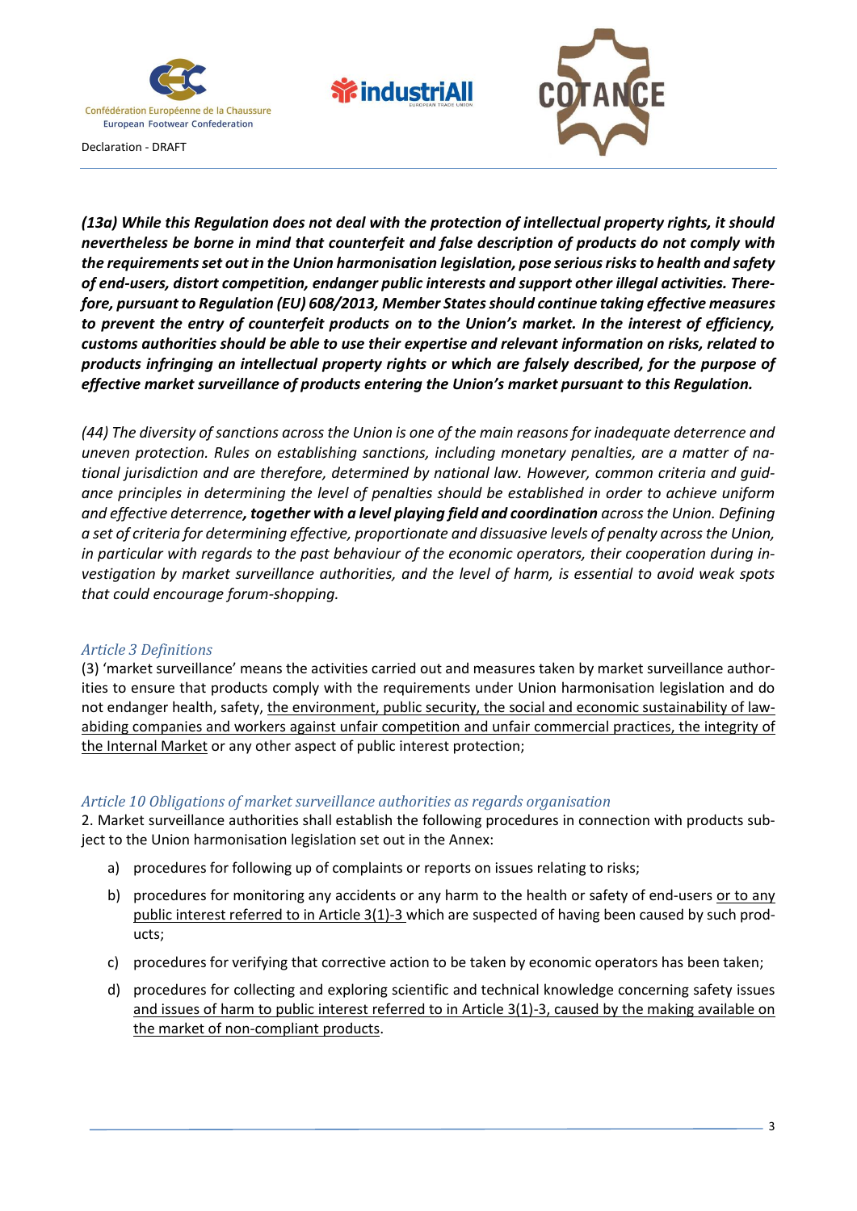***(13a) While this Regulation does not deal with the protection of intellectual property rights, it should nevertheless be borne in mind that counterfeit and false description of products do not comply with the requirements set out in the Union harmonisation legislation, pose serious risks to health and safety of end-users, distort competition, endanger public interests and support other illegal activities. Therefore, pursuant to Regulation (EU) 608/2013, Member States should continue taking effective measures to prevent the entry of counterfeit products on to the Union's market. In the interest of efficiency, customs authorities should be able to use their expertise and relevant information on risks, related to products infringing an intellectual property rights or which are falsely described, for the purpose of effective market surveillance of products entering the Union's market pursuant to this Regulation.***

*(44) The diversity of sanctions across the Union is one of the main reasons for inadequate deterrence and uneven protection. Rules on establishing sanctions, including monetary penalties, are a matter of national jurisdiction and are therefore, determined by national law. However, common criteria and guidance principles in determining the level of penalties should be established in order to achieve uniform and effective deterrence**, together with a level playing field and coordination** across the Union. Defining a set of criteria for determining effective, proportionate and dissuasive levels of penalty across the Union, in particular with regards to the past behaviour of the economic operators, their cooperation during investigation by market surveillance authorities, and the level of harm, is essential to avoid weak spots that could encourage forum-shopping.*

### *Article 3 Definitions*

(3) 'market surveillance' means the activities carried out and measures taken by market surveillance authorities to ensure that products comply with the requirements under Union harmonisation legislation and do not endanger health, safety, <u>the environment, public security, the social and economic sustainability of law-abiding companies and workers against unfair competition and unfair commercial practices, the integrity of the Internal Market</u> or any other aspect of public interest protection;

### *Article 10 Obligations of market surveillance authorities as regards organisation*

2. Market surveillance authorities shall establish the following procedures in connection with products subject to the Union harmonisation legislation set out in the Annex:

a) procedures for following up of complaints or reports on issues relating to risks;
b) procedures for monitoring any accidents or any harm to the health or safety of end-users <u>or to any public interest referred to in Article 3(1)-3</u> which are suspected of having been caused by such products;
c) procedures for verifying that corrective action to be taken by economic operators has been taken;
d) procedures for collecting and exploring scientific and technical knowledge concerning safety issues <u>and issues of harm to public interest referred to in Article 3(1)-3, caused by the making available on the market of non-compliant products</u>.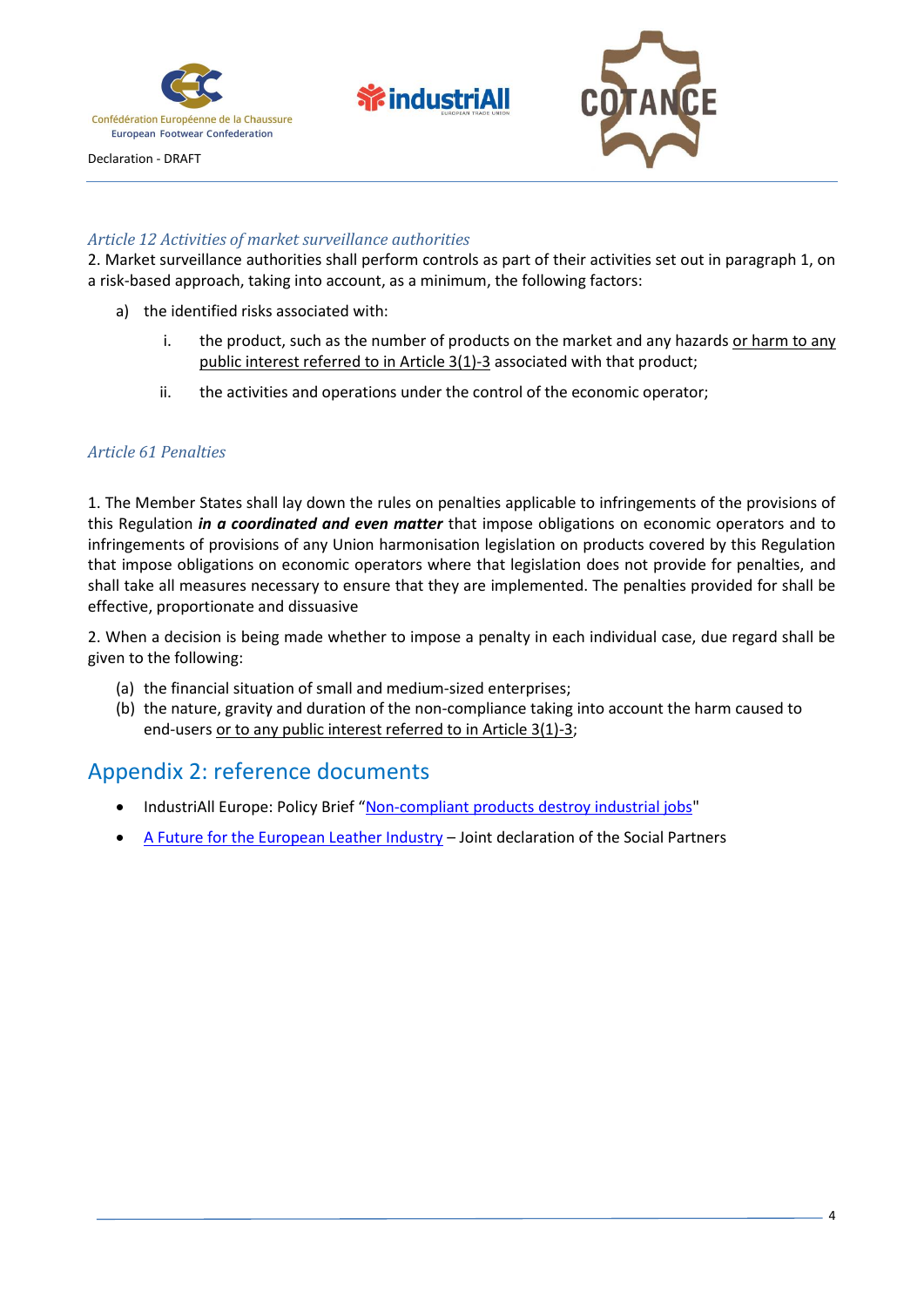*Article 12 Activities of market surveillance authorities*

2. Market surveillance authorities shall perform controls as part of their activities set out in paragraph 1, on a risk-based approach, taking into account, as a minimum, the following factors:

a) the identified risks associated with:

   i. the product, such as the number of products on the market and any hazards <u>or harm to any public interest referred to in Article 3(1)-3</u> associated with that product;

   ii. the activities and operations under the control of the economic operator;

*Article 61 Penalties*

1. The Member States shall lay down the rules on penalties applicable to infringements of the provisions of this Regulation ***in a coordinated and even matter*** that impose obligations on economic operators and to infringements of provisions of any Union harmonisation legislation on products covered by this Regulation that impose obligations on economic operators where that legislation does not provide for penalties, and shall take all measures necessary to ensure that they are implemented. The penalties provided for shall be effective, proportionate and dissuasive

2. When a decision is being made whether to impose a penalty in each individual case, due regard shall be given to the following:

(a) the financial situation of small and medium-sized enterprises;
(b) the nature, gravity and duration of the non-compliance taking into account the harm caused to end-users <u>or to any public interest referred to in Article 3(1)-3</u>;

## Appendix 2: reference documents

- IndustriAll Europe: Policy Brief "Non-compliant products destroy industrial jobs"
- A Future for the European Leather Industry – Joint declaration of the Social Partners